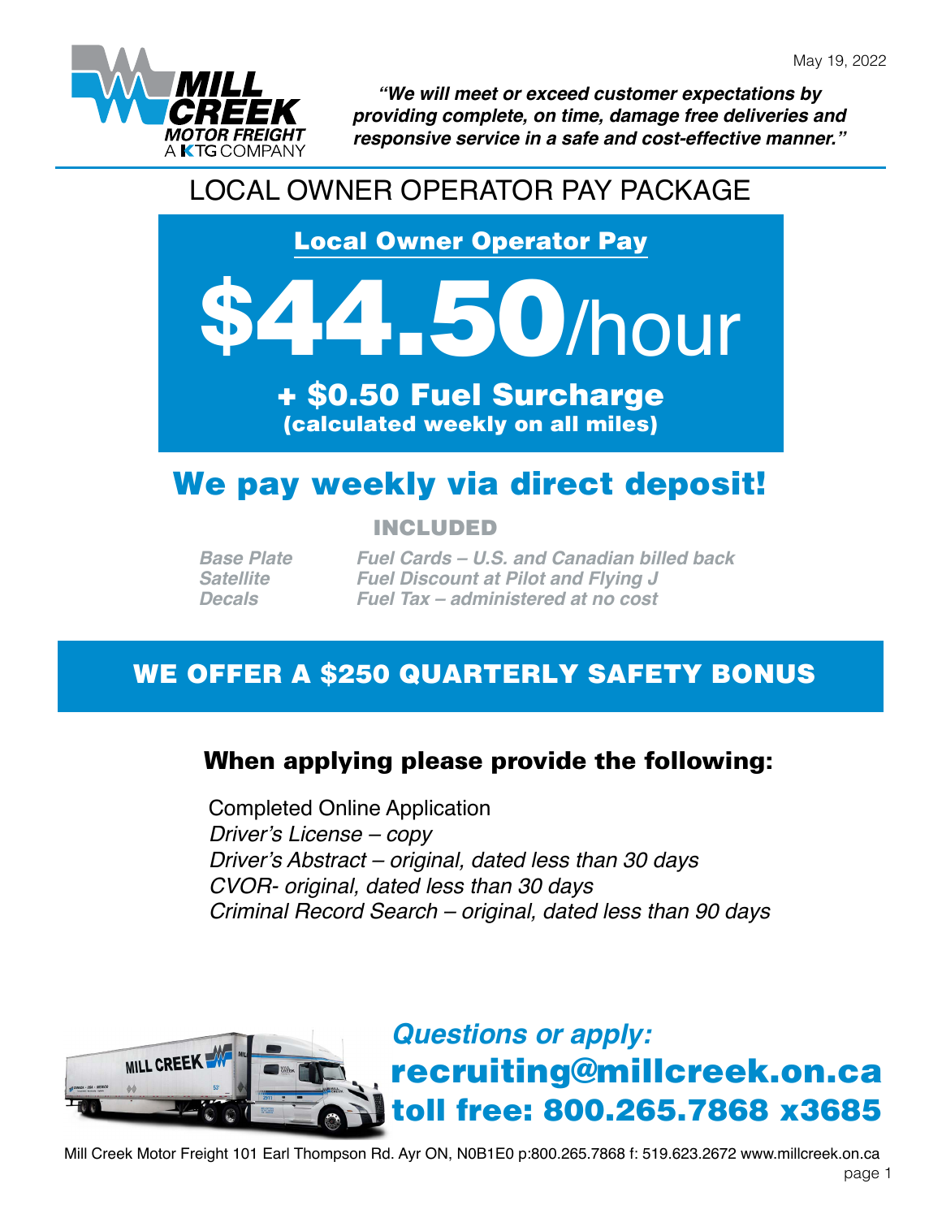May 19, 2022

***"We will meet or exceed customer expectations by providing complete, on time, damage free deliveries and responsive service in a safe and cost-effective manner."***

# LOCAL OWNER OPERATOR PAY PACKAGE

## Local Owner Operator Pay

# $44.50/hour

**+ $0.50 Fuel Surcharge**
**(calculated weekly on all miles)**

## We pay weekly via direct deposit!

### INCLUDED

| | |
|---|---|
| *Base Plate* | *Fuel Cards – U.S. and Canadian billed back* |
| *Satellite* | *Fuel Discount at Pilot and Flying J* |
| *Decals* | *Fuel Tax – administered at no cost* |

## WE OFFER A $250 QUARTERLY SAFETY BONUS

### When applying please provide the following:

Completed Online Application
*Driver's License – copy*
*Driver's Abstract – original, dated less than 30 days*
*CVOR- original, dated less than 30 days*
*Criminal Record Search – original, dated less than 90 days*

***Questions or apply:***
**recruiting@millcreek.on.ca**
**toll free: 800.265.7868 x3685**

Mill Creek Motor Freight 101 Earl Thompson Rd. Ayr ON, N0B1E0 p:800.265.7868 f: 519.623.2672 www.millcreek.on.ca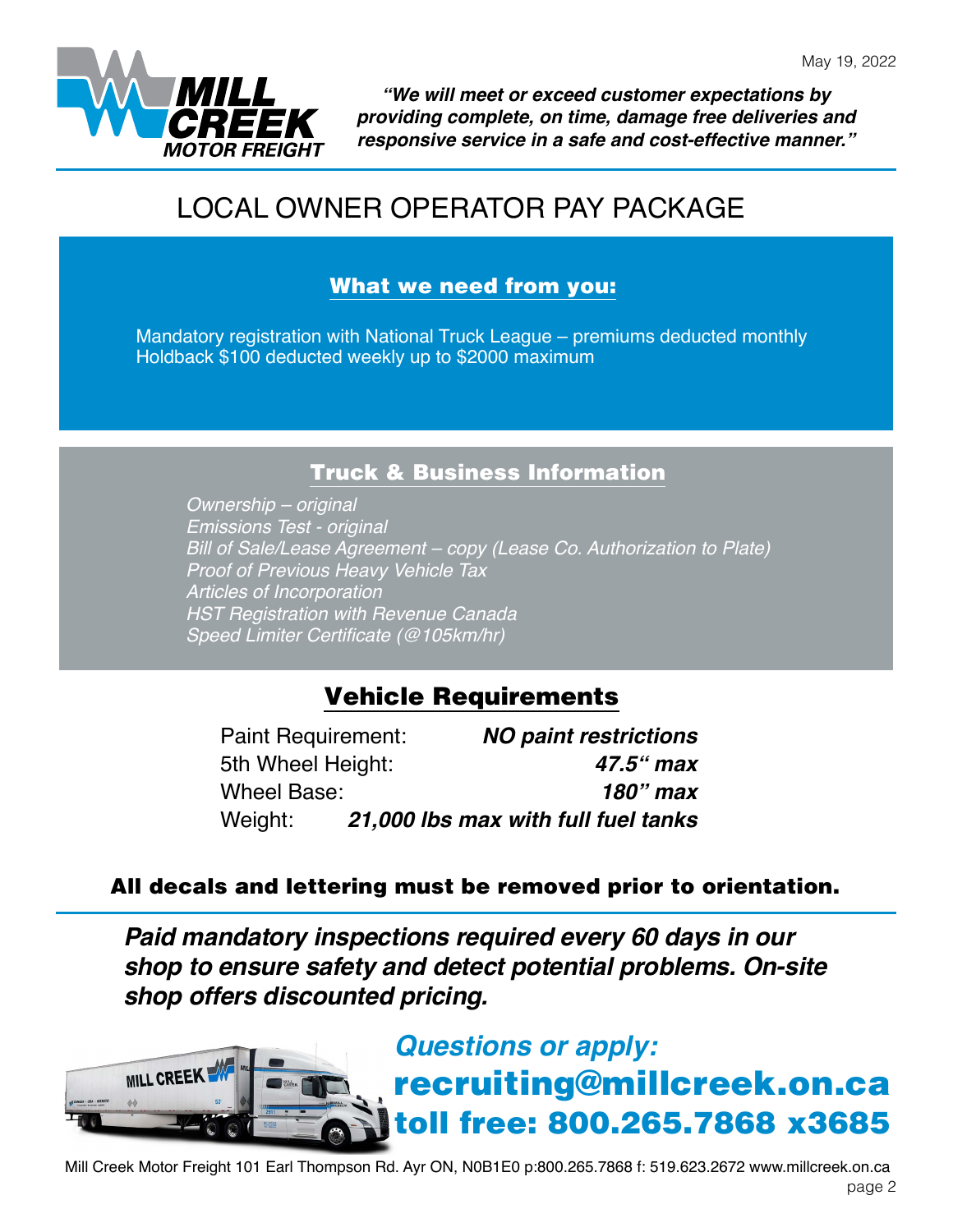May 19, 2022

***"We will meet or exceed customer expectations by providing complete, on time, damage free deliveries and responsive service in a safe and cost-effective manner."***

# LOCAL OWNER OPERATOR PAY PACKAGE

## What we need from you:

Mandatory registration with National Truck League – premiums deducted monthly
Holdback $100 deducted weekly up to $2000 maximum

## Truck & Business Information

*Ownership – original*
*Emissions Test - original*
*Bill of Sale/Lease Agreement – copy (Lease Co. Authorization to Plate)*
*Proof of Previous Heavy Vehicle Tax*
*Articles of Incorporation*
*HST Registration with Revenue Canada*
*Speed Limiter Certificate (@105km/hr)*

## Vehicle Requirements

| | |
|---|---|
| Paint Requirement: | ***NO paint restrictions*** |
| 5th Wheel Height: | ***47.5" max*** |
| Wheel Base: | ***180" max*** |
| Weight: | ***21,000 lbs max with full fuel tanks*** |

**All decals and lettering must be removed prior to orientation.**

***Paid mandatory inspections required every 60 days in our shop to ensure safety and detect potential problems. On-site shop offers discounted pricing.***

***Questions or apply:***
**recruiting@millcreek.on.ca**
**toll free: 800.265.7868 x3685**

Mill Creek Motor Freight 101 Earl Thompson Rd. Ayr ON, N0B1E0 p:800.265.7868 f: 519.623.2672 www.millcreek.on.ca